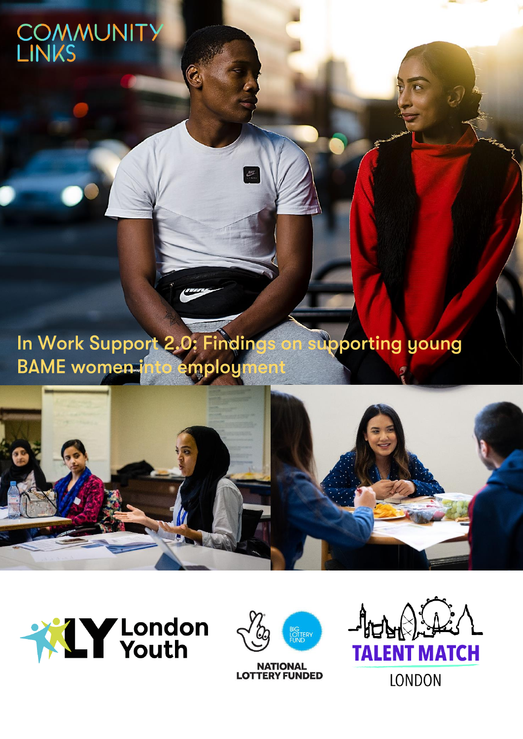COMMUNITY LINKS

# In Work Support 2.0: Findings on supporting young BAME women into employment

London Youth

NATIONAL LOTTERY FUNDED

BIG LOTTERY FUND

TALENT MATCH LONDON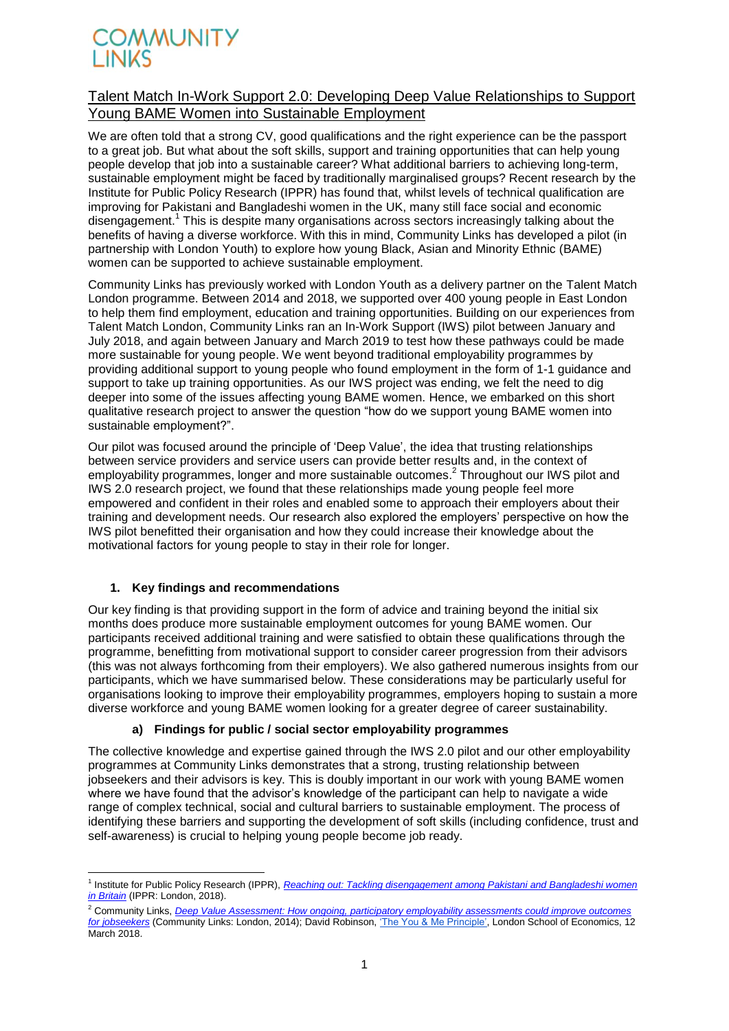# COMMUNITY LINKS

## Talent Match In-Work Support 2.0: Developing Deep Value Relationships to Support Young BAME Women into Sustainable Employment

We are often told that a strong CV, good qualifications and the right experience can be the passport to a great job. But what about the soft skills, support and training opportunities that can help young people develop that job into a sustainable career? What additional barriers to achieving long-term, sustainable employment might be faced by traditionally marginalised groups? Recent research by the Institute for Public Policy Research (IPPR) has found that, whilst levels of technical qualification are improving for Pakistani and Bangladeshi women in the UK, many still face social and economic disengagement.[1] This is despite many organisations across sectors increasingly talking about the benefits of having a diverse workforce. With this in mind, Community Links has developed a pilot (in partnership with London Youth) to explore how young Black, Asian and Minority Ethnic (BAME) women can be supported to achieve sustainable employment.

Community Links has previously worked with London Youth as a delivery partner on the Talent Match London programme. Between 2014 and 2018, we supported over 400 young people in East London to help them find employment, education and training opportunities. Building on our experiences from Talent Match London, Community Links ran an In-Work Support (IWS) pilot between January and July 2018, and again between January and March 2019 to test how these pathways could be made more sustainable for young people. We went beyond traditional employability programmes by providing additional support to young people who found employment in the form of 1-1 guidance and support to take up training opportunities. As our IWS project was ending, we felt the need to dig deeper into some of the issues affecting young BAME women. Hence, we embarked on this short qualitative research project to answer the question "how do we support young BAME women into sustainable employment?".

Our pilot was focused around the principle of 'Deep Value', the idea that trusting relationships between service providers and service users can provide better results and, in the context of employability programmes, longer and more sustainable outcomes.[2] Throughout our IWS pilot and IWS 2.0 research project, we found that these relationships made young people feel more empowered and confident in their roles and enabled some to approach their employers about their training and development needs. Our research also explored the employers' perspective on how the IWS pilot benefitted their organisation and how they could increase their knowledge about the motivational factors for young people to stay in their role for longer.

### 1. Key findings and recommendations

Our key finding is that providing support in the form of advice and training beyond the initial six months does produce more sustainable employment outcomes for young BAME women. Our participants received additional training and were satisfied to obtain these qualifications through the programme, benefitting from motivational support to consider career progression from their advisors (this was not always forthcoming from their employers). We also gathered numerous insights from our participants, which we have summarised below. These considerations may be particularly useful for organisations looking to improve their employability programmes, employers hoping to sustain a more diverse workforce and young BAME women looking for a greater degree of career sustainability.

#### a) Findings for public / social sector employability programmes

The collective knowledge and expertise gained through the IWS 2.0 pilot and our other employability programmes at Community Links demonstrates that a strong, trusting relationship between jobseekers and their advisors is key. This is doubly important in our work with young BAME women where we have found that the advisor's knowledge of the participant can help to navigate a wide range of complex technical, social and cultural barriers to sustainable employment. The process of identifying these barriers and supporting the development of soft skills (including confidence, trust and self-awareness) is crucial to helping young people become job ready.

---

[1] Institute for Public Policy Research (IPPR), *Reaching out: Tackling disengagement among Pakistani and Bangladeshi women in Britain* (IPPR: London, 2018).

[2] Community Links, *Deep Value Assessment: How ongoing, participatory employability assessments could improve outcomes for jobseekers* (Community Links: London, 2014); David Robinson, 'The You & Me Principle', London School of Economics, 12 March 2018.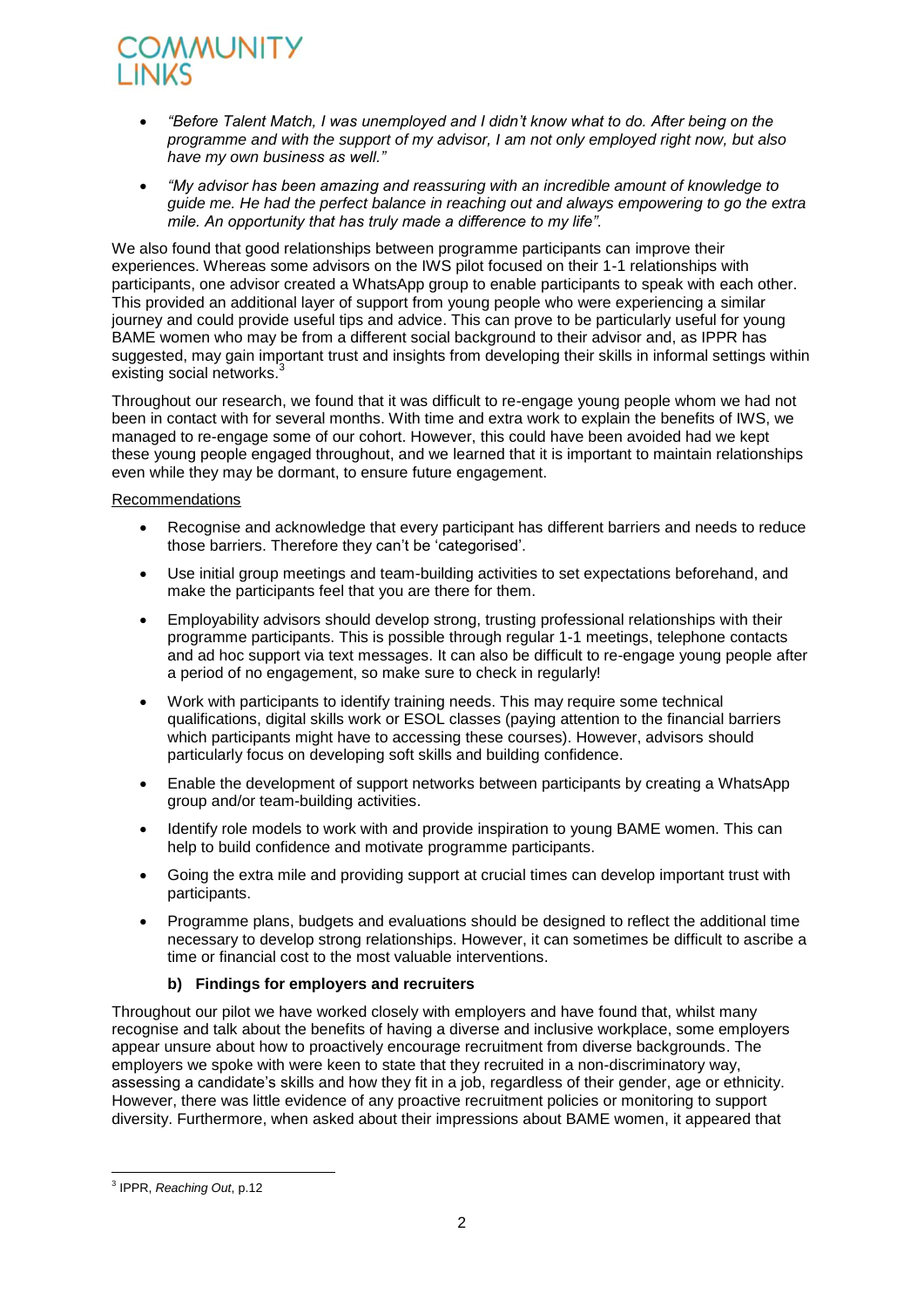- *"Before Talent Match, I was unemployed and I didn't know what to do. After being on the programme and with the support of my advisor, I am not only employed right now, but also have my own business as well."*
- *"My advisor has been amazing and reassuring with an incredible amount of knowledge to guide me. He had the perfect balance in reaching out and always empowering to go the extra mile. An opportunity that has truly made a difference to my life".*

We also found that good relationships between programme participants can improve their experiences. Whereas some advisors on the IWS pilot focused on their 1-1 relationships with participants, one advisor created a WhatsApp group to enable participants to speak with each other. This provided an additional layer of support from young people who were experiencing a similar journey and could provide useful tips and advice. This can prove to be particularly useful for young BAME women who may be from a different social background to their advisor and, as IPPR has suggested, may gain important trust and insights from developing their skills in informal settings within existing social networks.[3]

Throughout our research, we found that it was difficult to re-engage young people whom we had not been in contact with for several months. With time and extra work to explain the benefits of IWS, we managed to re-engage some of our cohort. However, this could have been avoided had we kept these young people engaged throughout, and we learned that it is important to maintain relationships even while they may be dormant, to ensure future engagement.

Recommendations

- Recognise and acknowledge that every participant has different barriers and needs to reduce those barriers. Therefore they can't be 'categorised'.
- Use initial group meetings and team-building activities to set expectations beforehand, and make the participants feel that you are there for them.
- Employability advisors should develop strong, trusting professional relationships with their programme participants. This is possible through regular 1-1 meetings, telephone contacts and ad hoc support via text messages. It can also be difficult to re-engage young people after a period of no engagement, so make sure to check in regularly!
- Work with participants to identify training needs. This may require some technical qualifications, digital skills work or ESOL classes (paying attention to the financial barriers which participants might have to accessing these courses). However, advisors should particularly focus on developing soft skills and building confidence.
- Enable the development of support networks between participants by creating a WhatsApp group and/or team-building activities.
- Identify role models to work with and provide inspiration to young BAME women. This can help to build confidence and motivate programme participants.
- Going the extra mile and providing support at crucial times can develop important trust with participants.
- Programme plans, budgets and evaluations should be designed to reflect the additional time necessary to develop strong relationships. However, it can sometimes be difficult to ascribe a time or financial cost to the most valuable interventions.

**b) Findings for employers and recruiters**

Throughout our pilot we have worked closely with employers and have found that, whilst many recognise and talk about the benefits of having a diverse and inclusive workplace, some employers appear unsure about how to proactively encourage recruitment from diverse backgrounds. The employers we spoke with were keen to state that they recruited in a non-discriminatory way, assessing a candidate's skills and how they fit in a job, regardless of their gender, age or ethnicity. However, there was little evidence of any proactive recruitment policies or monitoring to support diversity. Furthermore, when asked about their impressions about BAME women, it appeared that

[3] IPPR, *Reaching Out*, p.12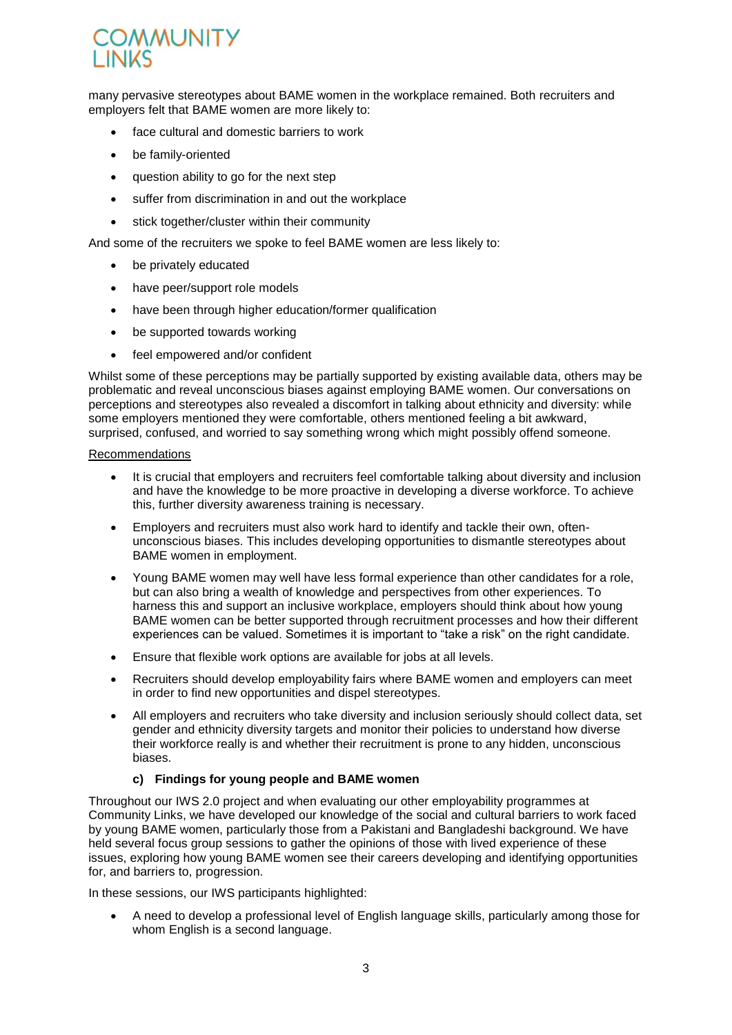many pervasive stereotypes about BAME women in the workplace remained. Both recruiters and employers felt that BAME women are more likely to:

- face cultural and domestic barriers to work
- be family-oriented
- question ability to go for the next step
- suffer from discrimination in and out the workplace
- stick together/cluster within their community

And some of the recruiters we spoke to feel BAME women are less likely to:

- be privately educated
- have peer/support role models
- have been through higher education/former qualification
- be supported towards working
- feel empowered and/or confident

Whilst some of these perceptions may be partially supported by existing available data, others may be problematic and reveal unconscious biases against employing BAME women. Our conversations on perceptions and stereotypes also revealed a discomfort in talking about ethnicity and diversity: while some employers mentioned they were comfortable, others mentioned feeling a bit awkward, surprised, confused, and worried to say something wrong which might possibly offend someone.

Recommendations

- It is crucial that employers and recruiters feel comfortable talking about diversity and inclusion and have the knowledge to be more proactive in developing a diverse workforce. To achieve this, further diversity awareness training is necessary.
- Employers and recruiters must also work hard to identify and tackle their own, often-unconscious biases. This includes developing opportunities to dismantle stereotypes about BAME women in employment.
- Young BAME women may well have less formal experience than other candidates for a role, but can also bring a wealth of knowledge and perspectives from other experiences. To harness this and support an inclusive workplace, employers should think about how young BAME women can be better supported through recruitment processes and how their different experiences can be valued. Sometimes it is important to "take a risk" on the right candidate.
- Ensure that flexible work options are available for jobs at all levels.
- Recruiters should develop employability fairs where BAME women and employers can meet in order to find new opportunities and dispel stereotypes.
- All employers and recruiters who take diversity and inclusion seriously should collect data, set gender and ethnicity diversity targets and monitor their policies to understand how diverse their workforce really is and whether their recruitment is prone to any hidden, unconscious biases.

### c) Findings for young people and BAME women

Throughout our IWS 2.0 project and when evaluating our other employability programmes at Community Links, we have developed our knowledge of the social and cultural barriers to work faced by young BAME women, particularly those from a Pakistani and Bangladeshi background. We have held several focus group sessions to gather the opinions of those with lived experience of these issues, exploring how young BAME women see their careers developing and identifying opportunities for, and barriers to, progression.

In these sessions, our IWS participants highlighted:

- A need to develop a professional level of English language skills, particularly among those for whom English is a second language.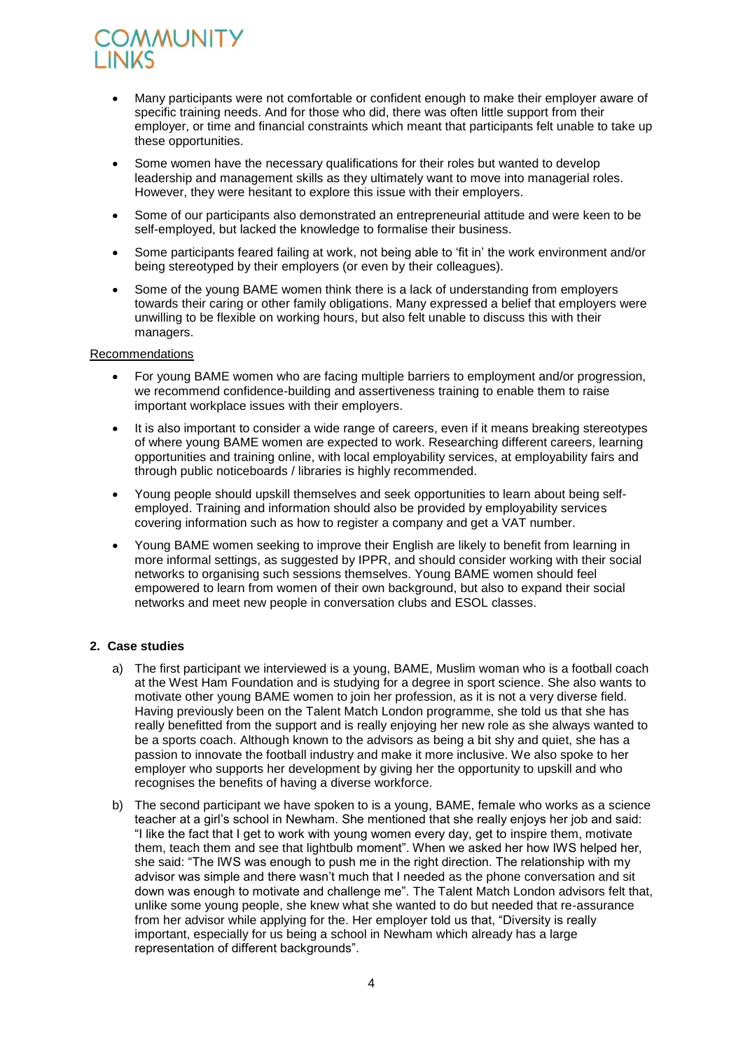- Many participants were not comfortable or confident enough to make their employer aware of specific training needs. And for those who did, there was often little support from their employer, or time and financial constraints which meant that participants felt unable to take up these opportunities.

- Some women have the necessary qualifications for their roles but wanted to develop leadership and management skills as they ultimately want to move into managerial roles. However, they were hesitant to explore this issue with their employers.

- Some of our participants also demonstrated an entrepreneurial attitude and were keen to be self-employed, but lacked the knowledge to formalise their business.

- Some participants feared failing at work, not being able to 'fit in' the work environment and/or being stereotyped by their employers (or even by their colleagues).

- Some of the young BAME women think there is a lack of understanding from employers towards their caring or other family obligations. Many expressed a belief that employers were unwilling to be flexible on working hours, but also felt unable to discuss this with their managers.

Recommendations

- For young BAME women who are facing multiple barriers to employment and/or progression, we recommend confidence-building and assertiveness training to enable them to raise important workplace issues with their employers.

- It is also important to consider a wide range of careers, even if it means breaking stereotypes of where young BAME women are expected to work. Researching different careers, learning opportunities and training online, with local employability services, at employability fairs and through public noticeboards / libraries is highly recommended.

- Young people should upskill themselves and seek opportunities to learn about being self-employed. Training and information should also be provided by employability services covering information such as how to register a company and get a VAT number.

- Young BAME women seeking to improve their English are likely to benefit from learning in more informal settings, as suggested by IPPR, and should consider working with their social networks to organising such sessions themselves. Young BAME women should feel empowered to learn from women of their own background, but also to expand their social networks and meet new people in conversation clubs and ESOL classes.

## 2. Case studies

a) The first participant we interviewed is a young, BAME, Muslim woman who is a football coach at the West Ham Foundation and is studying for a degree in sport science. She also wants to motivate other young BAME women to join her profession, as it is not a very diverse field. Having previously been on the Talent Match London programme, she told us that she has really benefitted from the support and is really enjoying her new role as she always wanted to be a sports coach. Although known to the advisors as being a bit shy and quiet, she has a passion to innovate the football industry and make it more inclusive. We also spoke to her employer who supports her development by giving her the opportunity to upskill and who recognises the benefits of having a diverse workforce.

b) The second participant we have spoken to is a young, BAME, female who works as a science teacher at a girl's school in Newham. She mentioned that she really enjoys her job and said: "I like the fact that I get to work with young women every day, get to inspire them, motivate them, teach them and see that lightbulb moment". When we asked her how IWS helped her, she said: "The IWS was enough to push me in the right direction. The relationship with my advisor was simple and there wasn't much that I needed as the phone conversation and sit down was enough to motivate and challenge me". The Talent Match London advisors felt that, unlike some young people, she knew what she wanted to do but needed that re-assurance from her advisor while applying for the. Her employer told us that, "Diversity is really important, especially for us being a school in Newham which already has a large representation of different backgrounds".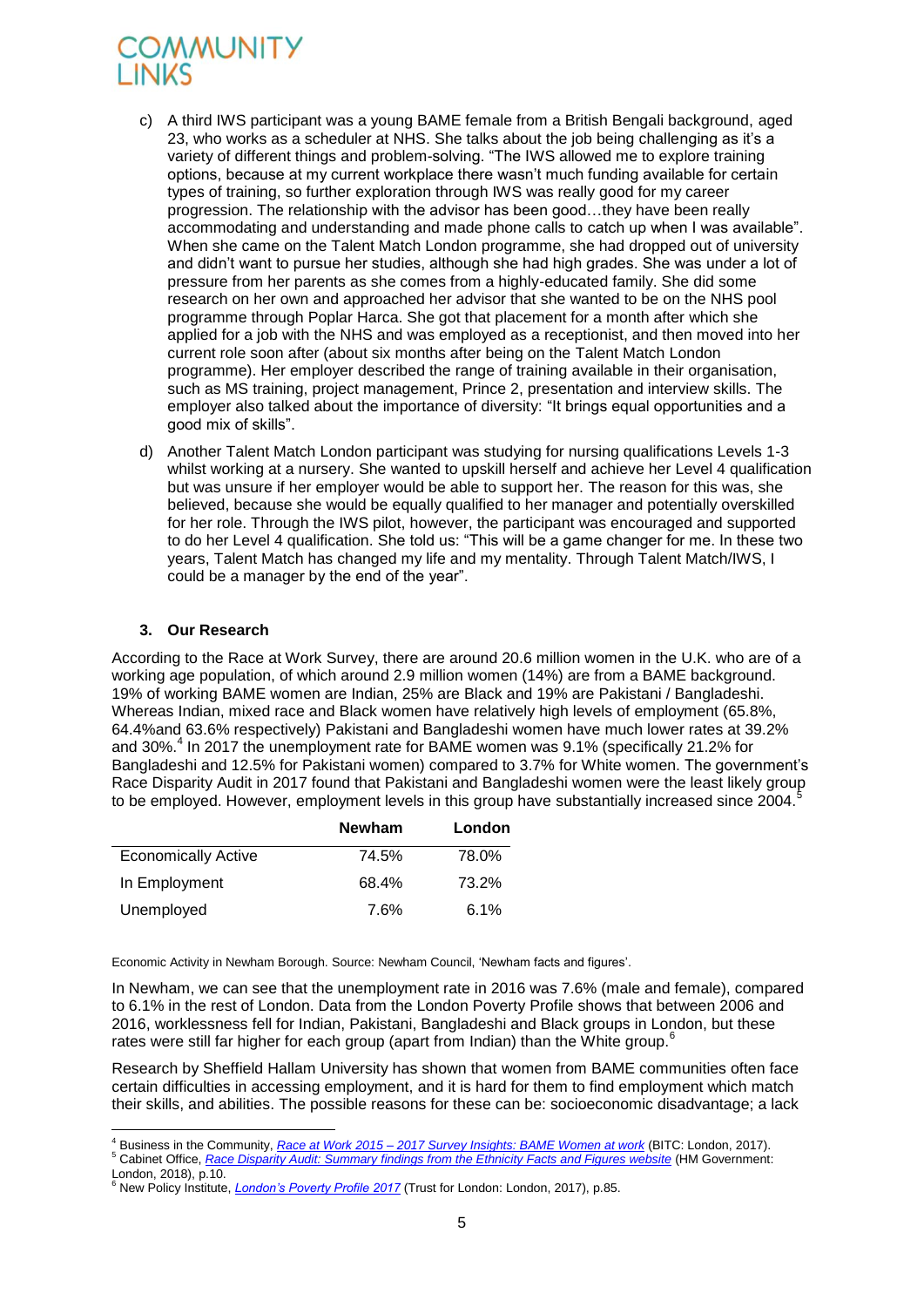c) A third IWS participant was a young BAME female from a British Bengali background, aged 23, who works as a scheduler at NHS. She talks about the job being challenging as it's a variety of different things and problem-solving. "The IWS allowed me to explore training options, because at my current workplace there wasn't much funding available for certain types of training, so further exploration through IWS was really good for my career progression. The relationship with the advisor has been good…they have been really accommodating and understanding and made phone calls to catch up when I was available". When she came on the Talent Match London programme, she had dropped out of university and didn't want to pursue her studies, although she had high grades. She was under a lot of pressure from her parents as she comes from a highly-educated family. She did some research on her own and approached her advisor that she wanted to be on the NHS pool programme through Poplar Harca. She got that placement for a month after which she applied for a job with the NHS and was employed as a receptionist, and then moved into her current role soon after (about six months after being on the Talent Match London programme). Her employer described the range of training available in their organisation, such as MS training, project management, Prince 2, presentation and interview skills. The employer also talked about the importance of diversity: "It brings equal opportunities and a good mix of skills".

d) Another Talent Match London participant was studying for nursing qualifications Levels 1-3 whilst working at a nursery. She wanted to upskill herself and achieve her Level 4 qualification but was unsure if her employer would be able to support her. The reason for this was, she believed, because she would be equally qualified to her manager and potentially overskilled for her role. Through the IWS pilot, however, the participant was encouraged and supported to do her Level 4 qualification. She told us: "This will be a game changer for me. In these two years, Talent Match has changed my life and my mentality. Through Talent Match/IWS, I could be a manager by the end of the year".

### 3. Our Research

According to the Race at Work Survey, there are around 20.6 million women in the U.K. who are of a working age population, of which around 2.9 million women (14%) are from a BAME background. 19% of working BAME women are Indian, 25% are Black and 19% are Pakistani / Bangladeshi. Whereas Indian, mixed race and Black women have relatively high levels of employment (65.8%, 64.4%and 63.6% respectively) Pakistani and Bangladeshi women have much lower rates at 39.2% and 30%.[4] In 2017 the unemployment rate for BAME women was 9.1% (specifically 21.2% for Bangladeshi and 12.5% for Pakistani women) compared to 3.7% for White women. The government's Race Disparity Audit in 2017 found that Pakistani and Bangladeshi women were the least likely group to be employed. However, employment levels in this group have substantially increased since 2004.[5]

| | Newham | London |
|---|---|---|
| Economically Active | 74.5% | 78.0% |
| In Employment | 68.4% | 73.2% |
| Unemployed | 7.6% | 6.1% |

Economic Activity in Newham Borough. Source: Newham Council, 'Newham facts and figures'.

In Newham, we can see that the unemployment rate in 2016 was 7.6% (male and female), compared to 6.1% in the rest of London. Data from the London Poverty Profile shows that between 2006 and 2016, worklessness fell for Indian, Pakistani, Bangladeshi and Black groups in London, but these rates were still far higher for each group (apart from Indian) than the White group.[6]

Research by Sheffield Hallam University has shown that women from BAME communities often face certain difficulties in accessing employment, and it is hard for them to find employment which match their skills, and abilities. The possible reasons for these can be: socioeconomic disadvantage; a lack

[4] Business in the Community, *Race at Work 2015 – 2017 Survey Insights: BAME Women at work* (BITC: London, 2017).

[5] Cabinet Office, *Race Disparity Audit: Summary findings from the Ethnicity Facts and Figures website* (HM Government: London, 2018), p.10.

[6] New Policy Institute, *London's Poverty Profile 2017* (Trust for London: London, 2017), p.85.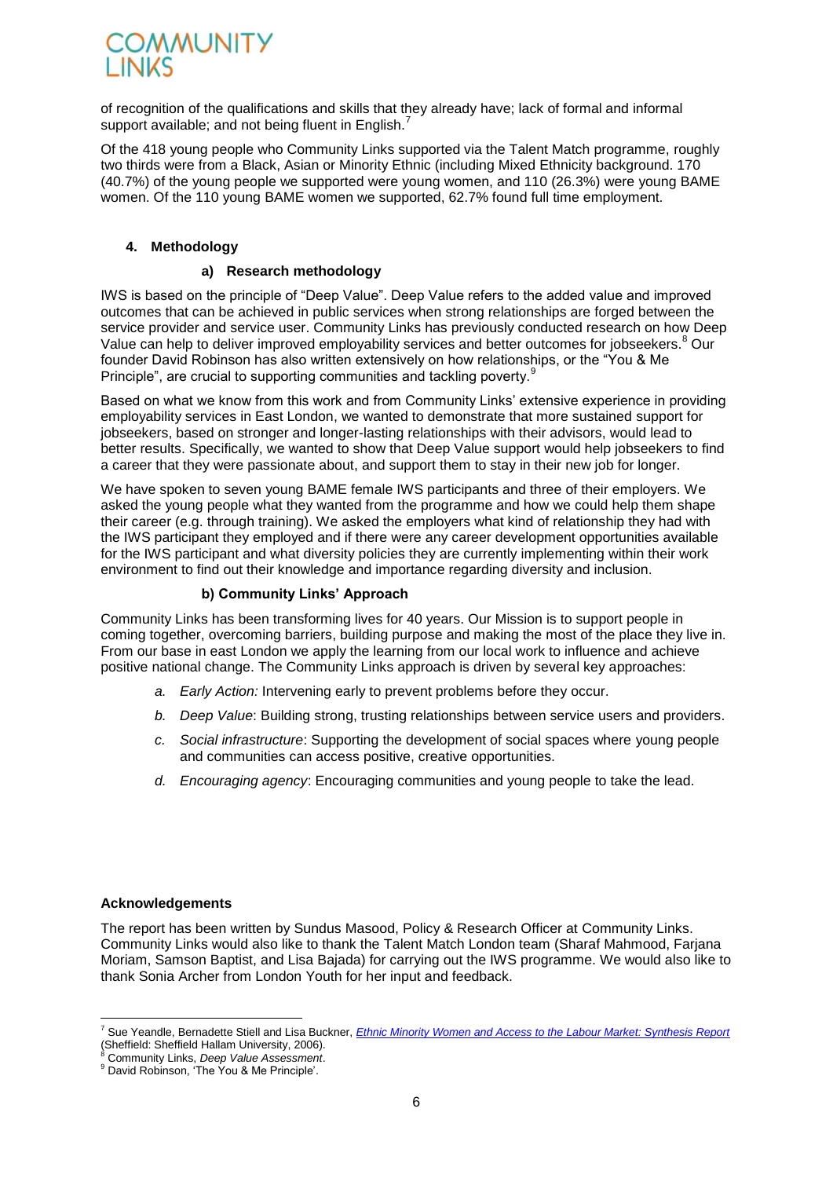of recognition of the qualifications and skills that they already have; lack of formal and informal support available; and not being fluent in English.[7]

Of the 418 young people who Community Links supported via the Talent Match programme, roughly two thirds were from a Black, Asian or Minority Ethnic (including Mixed Ethnicity background. 170 (40.7%) of the young people we supported were young women, and 110 (26.3%) were young BAME women. Of the 110 young BAME women we supported, 62.7% found full time employment.

## 4. Methodology

### a) Research methodology

IWS is based on the principle of "Deep Value". Deep Value refers to the added value and improved outcomes that can be achieved in public services when strong relationships are forged between the service provider and service user. Community Links has previously conducted research on how Deep Value can help to deliver improved employability services and better outcomes for jobseekers.[8] Our founder David Robinson has also written extensively on how relationships, or the "You & Me Principle", are crucial to supporting communities and tackling poverty.[9]

Based on what we know from this work and from Community Links' extensive experience in providing employability services in East London, we wanted to demonstrate that more sustained support for jobseekers, based on stronger and longer-lasting relationships with their advisors, would lead to better results. Specifically, we wanted to show that Deep Value support would help jobseekers to find a career that they were passionate about, and support them to stay in their new job for longer.

We have spoken to seven young BAME female IWS participants and three of their employers. We asked the young people what they wanted from the programme and how we could help them shape their career (e.g. through training). We asked the employers what kind of relationship they had with the IWS participant they employed and if there were any career development opportunities available for the IWS participant and what diversity policies they are currently implementing within their work environment to find out their knowledge and importance regarding diversity and inclusion.

### b) Community Links' Approach

Community Links has been transforming lives for 40 years. Our Mission is to support people in coming together, overcoming barriers, building purpose and making the most of the place they live in. From our base in east London we apply the learning from our local work to influence and achieve positive national change. The Community Links approach is driven by several key approaches:

a. *Early Action:* Intervening early to prevent problems before they occur.

b. *Deep Value*: Building strong, trusting relationships between service users and providers.

c. *Social infrastructure*: Supporting the development of social spaces where young people and communities can access positive, creative opportunities.

d. *Encouraging agency*: Encouraging communities and young people to take the lead.

**Acknowledgements**

The report has been written by Sundus Masood, Policy & Research Officer at Community Links. Community Links would also like to thank the Talent Match London team (Sharaf Mahmood, Farjana Moriam, Samson Baptist, and Lisa Bajada) for carrying out the IWS programme. We would also like to thank Sonia Archer from London Youth for her input and feedback.

---

[7] Sue Yeandle, Bernadette Stiell and Lisa Buckner, *Ethnic Minority Women and Access to the Labour Market: Synthesis Report* (Sheffield: Sheffield Hallam University, 2006).

[8] Community Links, *Deep Value Assessment*.

[9] David Robinson, 'The You & Me Principle'.